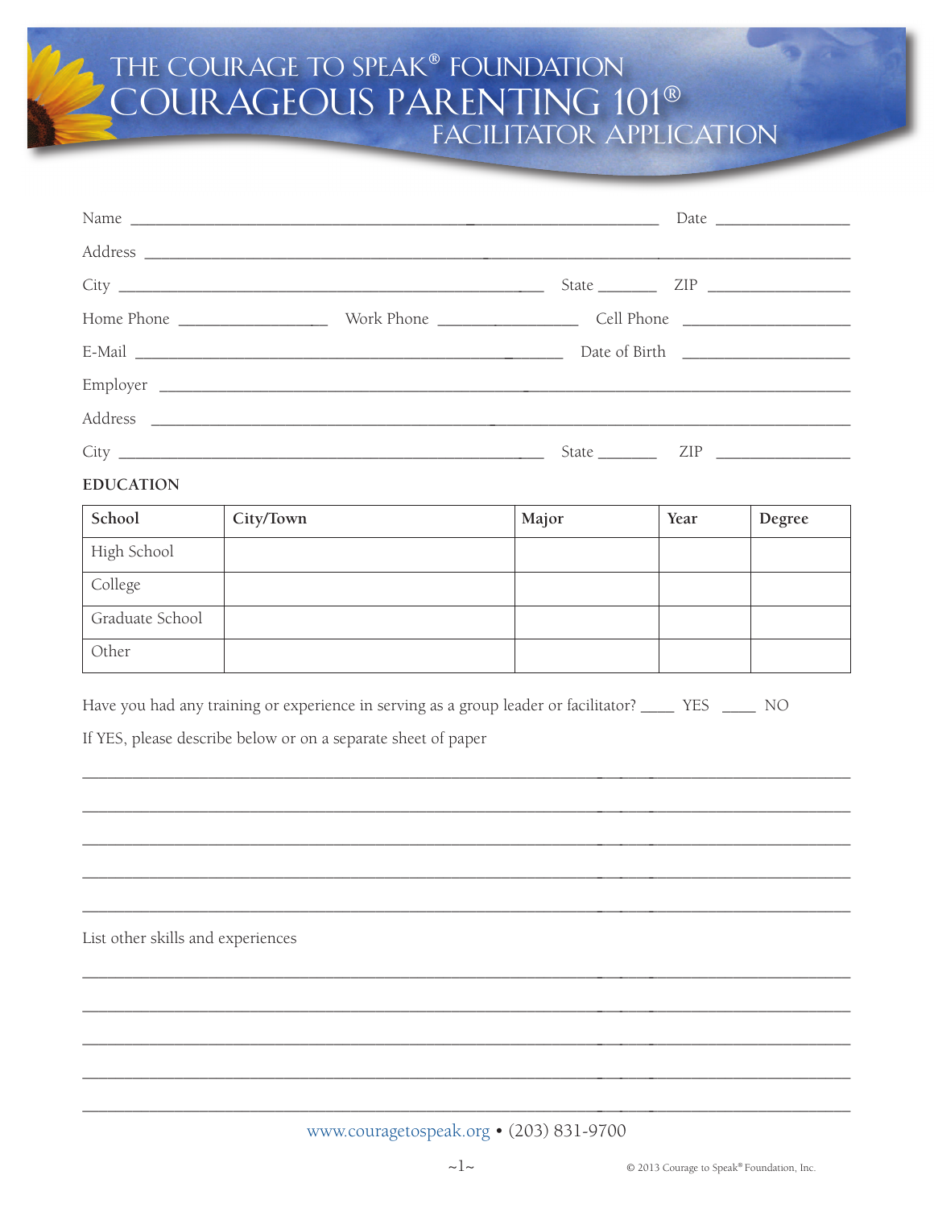# THE COURAGE TO SPEAK® FOUNDATION
# COURAGEOUS PARENTING 101®
## FACILITATOR APPLICATION

Name ______________________________________________ Date ______________

Address ______________________________________________________________

City ______________________________________ State ______ ZIP ______________

Home Phone ______________ Work Phone ______________ Cell Phone ________________

E-Mail ______________________________________ Date of Birth ________________

Employer ______________________________________________________________

Address ______________________________________________________________

City ______________________________________ State ______ ZIP ______________

**EDUCATION**

| School | City/Town | Major | Year | Degree |
|---|---|---|---|---|
| High School | | | | |
| College | | | | |
| Graduate School | | | | |
| Other | | | | |

Have you had any training or experience in serving as a group leader or facilitator? ____ YES ____ NO

If YES, please describe below or on a separate sheet of paper

______________________________________________________________________________

______________________________________________________________________________

______________________________________________________________________________

______________________________________________________________________________

______________________________________________________________________________

List other skills and experiences

______________________________________________________________________________

______________________________________________________________________________

______________________________________________________________________________

______________________________________________________________________________

______________________________________________________________________________

www.couragetospeak.org • (203) 831-9700

© 2013 Courage to Speak® Foundation, Inc.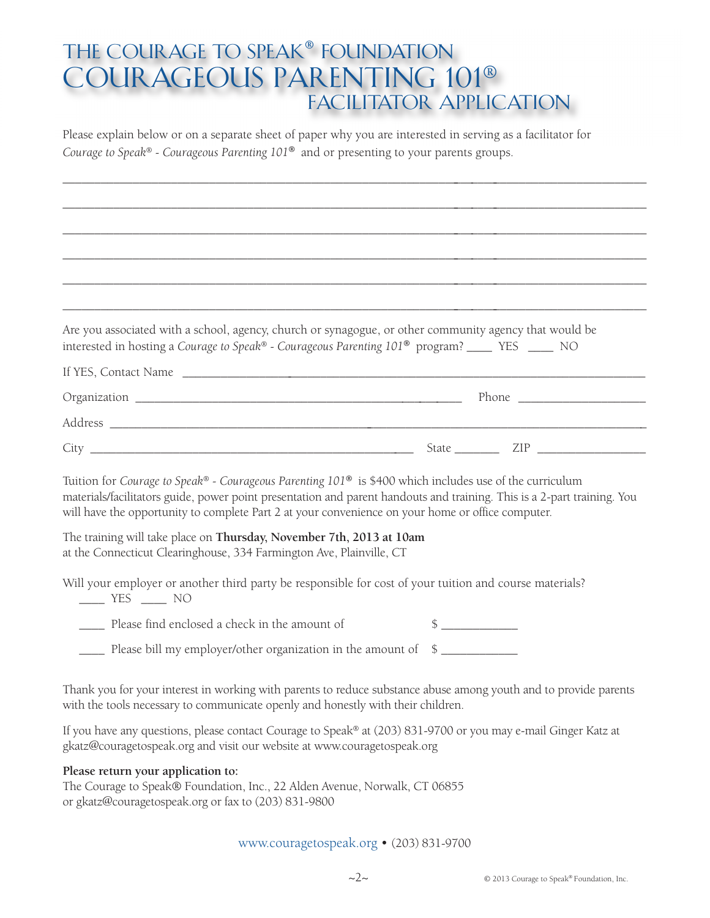# THE COURAGE TO SPEAK® FOUNDATION
# COURAGEOUS PARENTING 101®
## FACILITATOR APPLICATION

Please explain below or on a separate sheet of paper why you are interested in serving as a facilitator for *Courage to Speak® - Courageous Parenting 101®* and or presenting to your parents groups.

\_\_\_\_\_\_\_\_\_\_\_\_\_\_\_\_\_\_\_\_\_\_\_\_\_\_\_\_\_\_\_\_\_\_\_\_\_\_\_\_\_\_\_\_\_\_\_\_\_\_\_\_\_\_\_\_\_\_\_\_\_\_\_\_\_\_\_\_\_\_\_\_\_\_\_\_\_\_

\_\_\_\_\_\_\_\_\_\_\_\_\_\_\_\_\_\_\_\_\_\_\_\_\_\_\_\_\_\_\_\_\_\_\_\_\_\_\_\_\_\_\_\_\_\_\_\_\_\_\_\_\_\_\_\_\_\_\_\_\_\_\_\_\_\_\_\_\_\_\_\_\_\_\_\_\_\_

\_\_\_\_\_\_\_\_\_\_\_\_\_\_\_\_\_\_\_\_\_\_\_\_\_\_\_\_\_\_\_\_\_\_\_\_\_\_\_\_\_\_\_\_\_\_\_\_\_\_\_\_\_\_\_\_\_\_\_\_\_\_\_\_\_\_\_\_\_\_\_\_\_\_\_\_\_\_

\_\_\_\_\_\_\_\_\_\_\_\_\_\_\_\_\_\_\_\_\_\_\_\_\_\_\_\_\_\_\_\_\_\_\_\_\_\_\_\_\_\_\_\_\_\_\_\_\_\_\_\_\_\_\_\_\_\_\_\_\_\_\_\_\_\_\_\_\_\_\_\_\_\_\_\_\_\_

\_\_\_\_\_\_\_\_\_\_\_\_\_\_\_\_\_\_\_\_\_\_\_\_\_\_\_\_\_\_\_\_\_\_\_\_\_\_\_\_\_\_\_\_\_\_\_\_\_\_\_\_\_\_\_\_\_\_\_\_\_\_\_\_\_\_\_\_\_\_\_\_\_\_\_\_\_\_

\_\_\_\_\_\_\_\_\_\_\_\_\_\_\_\_\_\_\_\_\_\_\_\_\_\_\_\_\_\_\_\_\_\_\_\_\_\_\_\_\_\_\_\_\_\_\_\_\_\_\_\_\_\_\_\_\_\_\_\_\_\_\_\_\_\_\_\_\_\_\_\_\_\_\_\_\_\_

Are you associated with a school, agency, church or synagogue, or other community agency that would be interested in hosting a *Courage to Speak® - Courageous Parenting 101®* program? \_\_\_\_ YES \_\_\_\_ NO

If YES, Contact Name \_\_\_\_\_\_\_\_\_\_\_\_\_\_\_\_\_\_\_\_\_\_\_\_\_\_\_\_\_\_\_\_\_\_\_\_\_\_\_\_\_\_\_\_\_\_\_\_\_\_\_\_\_\_\_\_

Organization \_\_\_\_\_\_\_\_\_\_\_\_\_\_\_\_\_\_\_\_\_\_\_\_\_\_\_\_\_\_\_\_\_\_\_\_\_\_ Phone \_\_\_\_\_\_\_\_\_\_\_\_\_\_\_\_\_

Address \_\_\_\_\_\_\_\_\_\_\_\_\_\_\_\_\_\_\_\_\_\_\_\_\_\_\_\_\_\_\_\_\_\_\_\_\_\_\_\_\_\_\_\_\_\_\_\_\_\_\_\_\_\_\_\_\_\_\_\_\_\_\_\_

City \_\_\_\_\_\_\_\_\_\_\_\_\_\_\_\_\_\_\_\_\_\_\_\_\_\_\_\_\_\_\_\_\_\_\_\_\_\_ State \_\_\_\_\_\_ ZIP \_\_\_\_\_\_\_\_\_\_\_\_\_\_

Tuition for *Courage to Speak® - Courageous Parenting 101®* is $400 which includes use of the curriculum materials/facilitators guide, power point presentation and parent handouts and training. This is a 2-part training. You will have the opportunity to complete Part 2 at your convenience on your home or office computer.

The training will take place on **Thursday, November 7th, 2013 at 10am**
at the Connecticut Clearinghouse, 334 Farmington Ave, Plainville, CT

Will your employer or another third party be responsible for cost of your tuition and course materials?
\_\_\_\_ YES \_\_\_\_ NO

\_\_\_\_ Please find enclosed a check in the amount of $ \_\_\_\_\_\_\_\_\_\_\_

\_\_\_\_ Please bill my employer/other organization in the amount of $ \_\_\_\_\_\_\_\_\_\_\_

Thank you for your interest in working with parents to reduce substance abuse among youth and to provide parents with the tools necessary to communicate openly and honestly with their children.

If you have any questions, please contact Courage to Speak® at (203) 831-9700 or you may e-mail Ginger Katz at gkatz@couragetospeak.org and visit our website at www.couragetospeak.org

**Please return your application to:**
The Courage to Speak® Foundation, Inc., 22 Alden Avenue, Norwalk, CT 06855
or gkatz@couragetospeak.org or fax to (203) 831-9800

www.couragetospeak.org • (203) 831-9700

© 2013 Courage to Speak® Foundation, Inc.